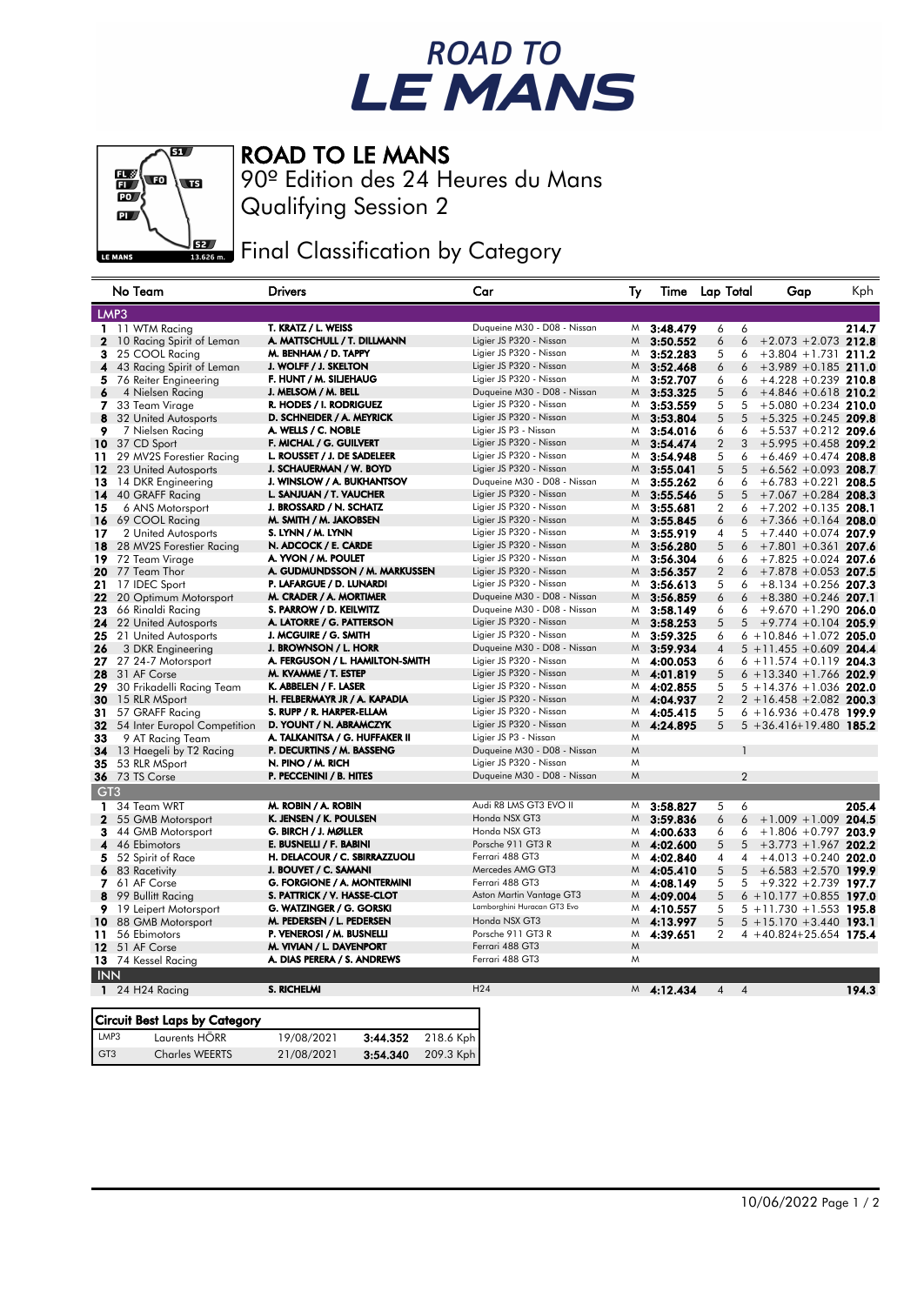# ROAD TO LE MANS

## ROAD TO LE MANS

90º Edition des 24 Heures du Mans

Qualifying Session 2

## Final Classification by Category

| | No | Team | Drivers | Car | Ty | Time | Lap | Total | Gap | | Kph |
|---|---|---|---|---|---|---|---|---|---|---|---|
| **LMP3** | | | | | | | | | | | |
| 1 | 11 | WTM Racing | T. KRATZ / L. WEISS | Duqueine M30 - D08 - Nissan | M | 3:48.479 | 6 | 6 | | | 214.7 |
| 2 | 10 | Racing Spirit of Leman | A. MATTSCHULL / T. DILLMANN | Ligier JS P320 - Nissan | M | 3:50.552 | 6 | 6 | +2.073 | +2.073 | 212.8 |
| 3 | 25 | COOL Racing | M. BENHAM / D. TAPPY | Ligier JS P320 - Nissan | M | 3:52.283 | 5 | 6 | +3.804 | +1.731 | 211.2 |
| 4 | 43 | Racing Spirit of Leman | J. WOLFF / J. SKELTON | Ligier JS P320 - Nissan | M | 3:52.468 | 6 | 6 | +3.989 | +0.185 | 211.0 |
| 5 | 76 | Reiter Engineering | F. HUNT / M. SILJEHAUG | Ligier JS P320 - Nissan | M | 3:52.707 | 6 | 6 | +4.228 | +0.239 | 210.8 |
| 6 | 4 | Nielsen Racing | J. MELL / M. BELL | Duqueine M30 - D08 - Nissan | M | 3:53.325 | 5 | 6 | +4.846 | +0.618 | 210.2 |
| 7 | 33 | Team Virage | R. HODES / I. RODRIGUEZ | Ligier JS P320 - Nissan | M | 3:53.559 | 5 | 5 | +5.080 | +0.234 | 210.0 |
| 8 | 32 | United Autosports | D. SCHNEIDER / A. MEYRICK | Ligier JS P320 - Nissan | M | 3:53.804 | 5 | 5 | +5.325 | +0.245 | 209.8 |
| 9 | 7 | Nielsen Racing | A. WELLS / C. NOBLE | Ligier JS P3 - Nissan | M | 3:54.016 | 6 | 6 | +5.537 | +0.212 | 209.6 |
| 10 | 37 | CD Sport | F. MICHAL / G. GUILVERT | Ligier JS P320 - Nissan | M | 3:54.474 | 2 | 3 | +5.995 | +0.458 | 209.2 |
| 11 | 29 | MV2S Forestier Racing | L. ROUSSET / J. DE SADELEER | Ligier JS P320 - Nissan | M | 3:54.948 | 5 | 6 | +6.469 | +0.474 | 208.8 |
| 12 | 23 | United Autosports | J. SCHAUERMAN / W. BOYD | Ligier JS P320 - Nissan | M | 3:55.041 | 5 | 5 | +6.562 | +0.093 | 208.7 |
| 13 | 14 | DKR Engineering | J. WINSLOW / A. BUKHANTSOV | Duqueine M30 - D08 - Nissan | M | 3:55.262 | 6 | 6 | +6.783 | +0.221 | 208.5 |
| 14 | 40 | GRAFF Racing | L. SANJUAN / T. VAUCHER | Ligier JS P320 - Nissan | M | 3:55.546 | 5 | 5 | +7.067 | +0.284 | 208.3 |
| 15 | 6 | ANS Motorsport | J. BROSSARD / N. SCHATZ | Ligier JS P320 - Nissan | M | 3:55.681 | 2 | 6 | +7.202 | +0.135 | 208.1 |
| 16 | 69 | COOL Racing | M. SMITH / M. JAKOBSEN | Ligier JS P320 - Nissan | M | 3:55.845 | 6 | 6 | +7.366 | +0.164 | 208.0 |
| 17 | 2 | United Autosports | S. LYNN / M. LYNN | Ligier JS P320 - Nissan | M | 3:55.919 | 4 | 5 | +7.440 | +0.074 | 207.9 |
| 18 | 28 | MV2S Forestier Racing | N. ADCOCK / E. CARDE | Ligier JS P320 - Nissan | M | 3:56.280 | 5 | 6 | +7.801 | +0.361 | 207.6 |
| 19 | 72 | Team Virage | A. YVON / M. POULET | Ligier JS P320 - Nissan | M | 3:56.304 | 6 | 6 | +7.825 | +0.024 | 207.6 |
| 20 | 77 | Team Thor | A. GUDMUNDSSON / M. MARKUSSEN | Ligier JS P320 - Nissan | M | 3:56.357 | 2 | 6 | +7.878 | +0.053 | 207.5 |
| 21 | 17 | IDEC Sport | P. LAFARGUE / D. LUNARDI | Ligier JS P320 - Nissan | M | 3:56.613 | 5 | 6 | +8.134 | +0.256 | 207.3 |
| 22 | 20 | Optimum Motorsport | M. CRADER / A. MORTIMER | Duqueine M30 - D08 - Nissan | M | 3:56.859 | 6 | 6 | +8.380 | +0.246 | 207.1 |
| 23 | 66 | Rinaldi Racing | S. PARROW / D. KEILWITZ | Duqueine M30 - D08 - Nissan | M | 3:58.149 | 6 | 6 | +9.670 | +1.290 | 206.0 |
| 24 | 22 | United Autosports | A. LATORRE / G. PATTERSON | Ligier JS P320 - Nissan | M | 3:58.253 | 5 | 5 | +9.774 | +0.104 | 205.9 |
| 25 | 21 | United Autosports | J. MCGUIRE / G. SMITH | Ligier JS P320 - Nissan | M | 3:59.325 | 6 | 6 | +10.846 | +1.072 | 205.0 |
| 26 | 3 | DKR Engineering | J. BROWNSON / L. HORR | Duqueine M30 - D08 - Nissan | M | 3:59.934 | 4 | 5 | +11.455 | +0.609 | 204.4 |
| 27 | 27 | 24-7 Motorsport | A. FERGUSON / L. HAMILTON-SMITH | Ligier JS P320 - Nissan | M | 4:00.053 | 6 | 6 | +11.574 | +0.119 | 204.3 |
| 28 | 31 | AF Corse | M. KVAMME / T. ESTEP | Ligier JS P320 - Nissan | M | 4:01.819 | 5 | 6 | +13.340 | +1.766 | 202.9 |
| 29 | 30 | Frikadelli Racing Team | K. ABBELEN / F. LASER | Ligier JS P320 - Nissan | M | 4:02.855 | 5 | 5 | +14.376 | +1.036 | 202.0 |
| 30 | 15 | RLR MSport | H. FELBERMAYR JR / A. KAPADIA | Ligier JS P320 - Nissan | M | 4:04.937 | 2 | 2 | +16.458 | +2.082 | 200.3 |
| 31 | 57 | GRAFF Racing | S. RUPP / R. HARPER-ELLAM | Ligier JS P320 - Nissan | M | 4:05.415 | 5 | 6 | +16.936 | +0.478 | 199.9 |
| 32 | 54 | Inter Europol Competition | D. YOUNT / N. ABRAMCZYK | Ligier JS P320 - Nissan | M | 4:24.895 | 5 | 5 | +36.416 | +19.480 | 185.2 |
| 33 | 9 | AT Racing Team | A. TALKANITSA / G. HUFFAKER II | Ligier JS P3 - Nissan | M | | | | | | |
| 34 | 13 | Haegeli by T2 Racing | P. DECURTINS / M. BASSENG | Duqueine M30 - D08 - Nissan | M | | | 1 | | | |
| 35 | 53 | RLR MSport | N. PINO / M. RICH | Ligier JS P320 - Nissan | M | | | | | | |
| 36 | 73 | TS Corse | P. PECCENINI / B. HITES | Duqueine M30 - D08 - Nissan | M | | | 2 | | | |
| **GT3** | | | | | | | | | | | |
| 1 | 34 | Team WRT | M. ROBIN / A. ROBIN | Audi R8 LMS GT3 EVO II | M | 3:58.827 | 5 | 6 | | | 205.4 |
| 2 | 55 | GMB Motorsport | K. JENSEN / K. POULSEN | Honda NSX GT3 | M | 3:59.836 | 6 | 6 | +1.009 | +1.009 | 204.5 |
| 3 | 44 | GMB Motorsport | G. BIRCH / J. MØLLER | Honda NSX GT3 | M | 4:00.633 | 6 | 6 | +1.806 | +0.797 | 203.9 |
| 4 | 46 | Ebimotors | E. BUSNELLI / F. BABINI | Porsche 911 GT3 R | M | 4:02.600 | 5 | 5 | +3.773 | +1.967 | 202.2 |
| 5 | 52 | Spirit of Race | H. DELACOUR / C. SBIRRAZZUOLI | Ferrari 488 GT3 | M | 4:02.840 | 4 | 4 | +4.013 | +0.240 | 202.0 |
| 6 | 83 | Racetivity | J. BOUVET / C. SAMANI | Mercedes AMG GT3 | M | 4:05.410 | 5 | 5 | +6.583 | +2.570 | 199.9 |
| 7 | 61 | AF Corse | G. FORGIONE / A. MONTERMINI | Ferrari 488 GT3 | M | 4:08.149 | 5 | 5 | +9.322 | +2.739 | 197.7 |
| 8 | 99 | Bullitt Racing | S. PATTRICK / V. HASSE-CLOT | Aston Martin Vantage GT3 | M | 4:09.004 | 5 | 6 | +10.177 | +0.855 | 197.0 |
| 9 | 19 | Leipert Motorsport | G. WATZINGER / G. GORSKI | Lamborghini Huracan GT3 Evo | M | 4:10.557 | 5 | 5 | +11.730 | +1.553 | 195.8 |
| 10 | 88 | GMB Motorsport | M. PEDERSEN / L. PEDERSEN | Honda NSX GT3 | M | 4:13.997 | 5 | 5 | +15.170 | +3.440 | 193.1 |
| 11 | 56 | Ebimotors | P. VENEROSI / M. BUSNELLI | Porsche 911 GT3 R | M | 4:39.651 | 2 | 4 | +40.824 | +25.654 | 175.4 |
| 12 | 51 | AF Corse | M. VIVIAN / L. DAVENPORT | Ferrari 488 GT3 | M | | | | | | |
| 13 | 74 | Kessel Racing | A. DIAS PERERA / S. ANDREWS | Ferrari 488 GT3 | M | | | | | | |
| **INN** | | | | | | | | | | | |
| 1 | 24 | H24 Racing | S. RICHELMI | H24 | M | 4:12.434 | 4 | 4 | | | 194.3 |

### Circuit Best Laps by Category

| Category | Driver | Date | Time | Kph |
|---|---|---|---|---|
| LMP3 | Laurents HÖRR | 19/08/2021 | 3:44.352 | 218.6 Kph |
| GT3 | Charles WEERTS | 21/08/2021 | 3:54.340 | 209.3 Kph |

10/06/2022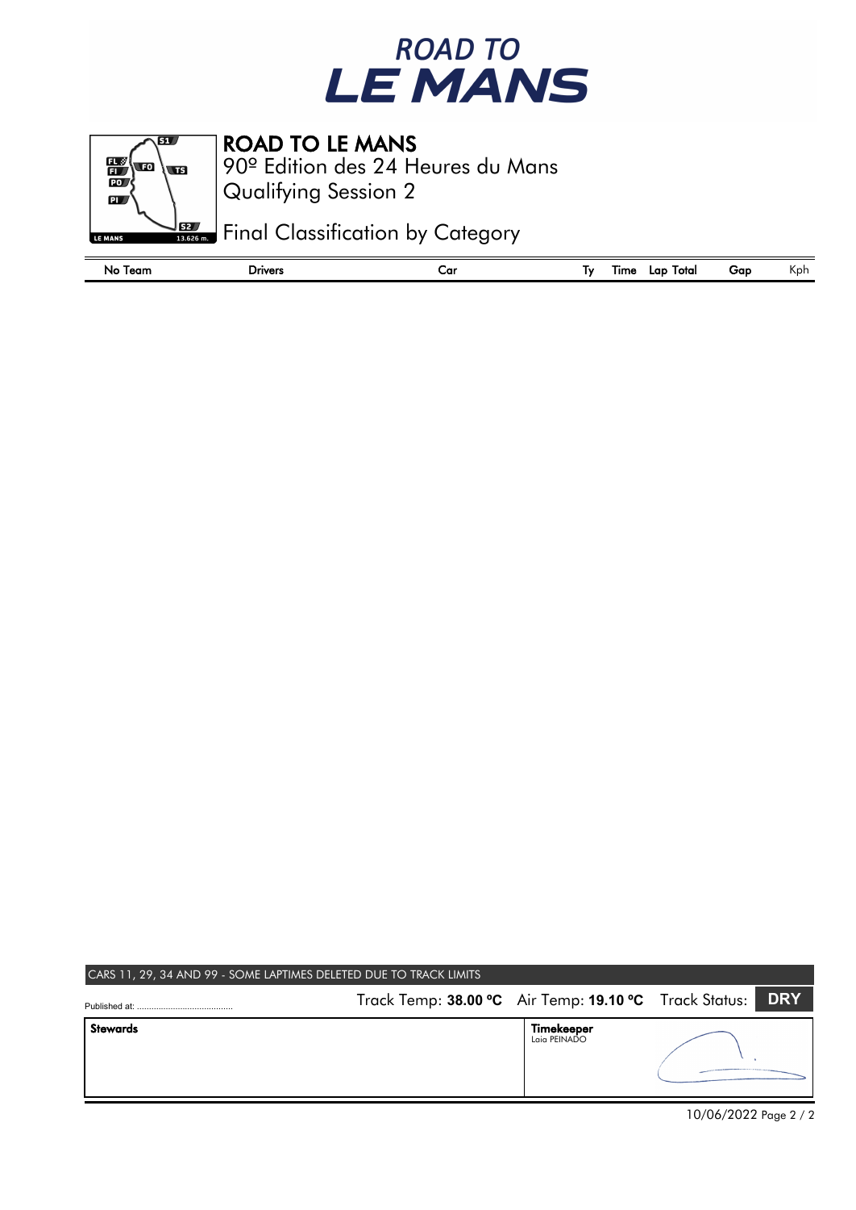# ROAD TO LE MANS

## ROAD TO LE MANS

90º Edition des 24 Heures du Mans

Qualifying Session 2

Final Classification by Category

| No | Team | Drivers | Car | Ty | Time | Lap | Total | Gap | Kph |
|---|---|---|---|---|---|---|---|---|---|

CARS 11, 29, 34 AND 99 - SOME LAPTIMES DELETED DUE TO TRACK LIMITS

Published at: ......................................

Track Temp: **38.00 ºC** Air Temp: **19.10 ºC** Track Status: **DRY**

| Stewards | Timekeeper |
|---|---|
| | Laia PEINADO |

10/06/2022